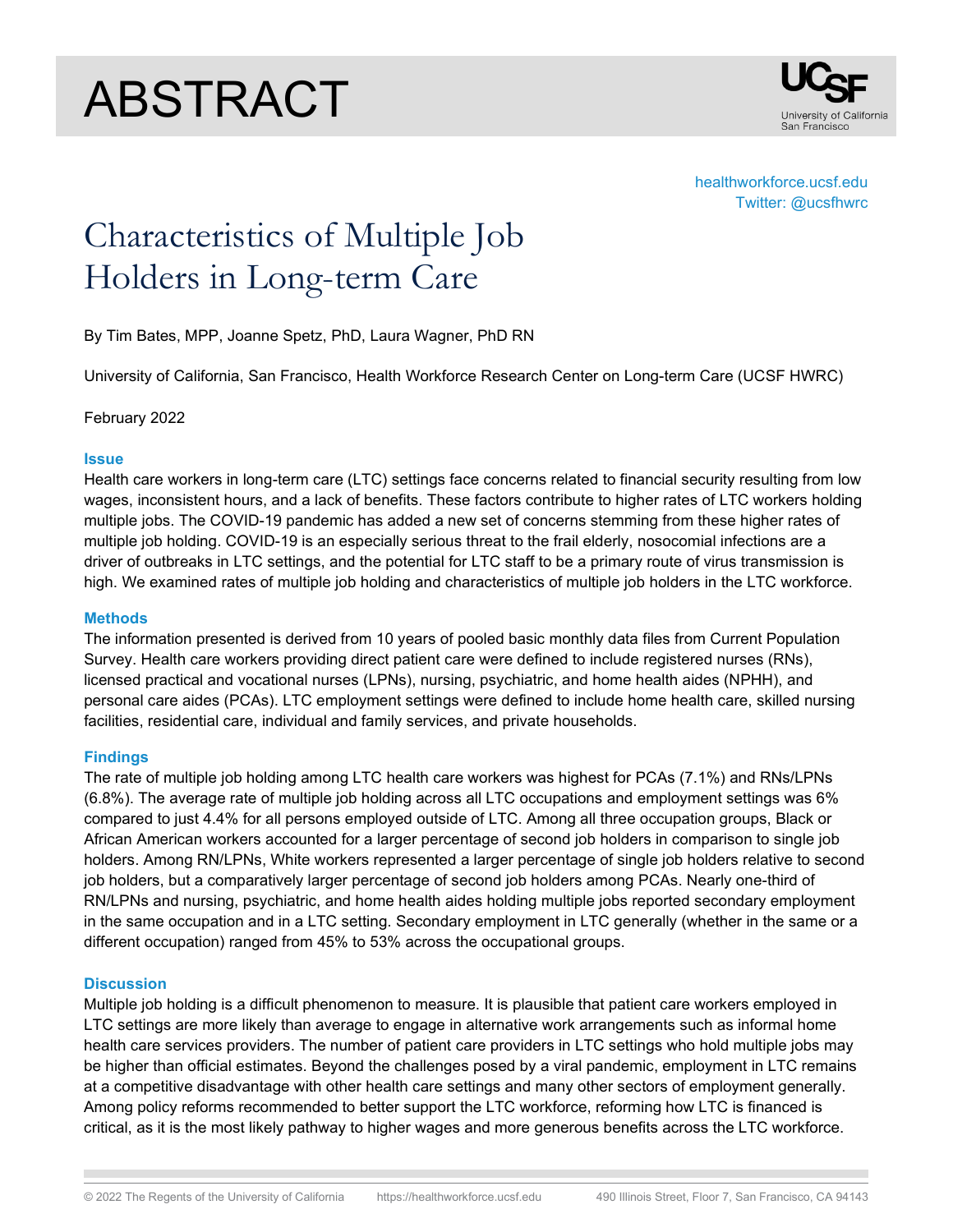# ABSTRACT

healthworkforce.ucsf.edu
Twitter: @ucsfhwrc

# Characteristics of Multiple Job Holders in Long-term Care

By Tim Bates, MPP, Joanne Spetz, PhD, Laura Wagner, PhD RN

University of California, San Francisco, Health Workforce Research Center on Long-term Care (UCSF HWRC)

February 2022

## Issue

Health care workers in long-term care (LTC) settings face concerns related to financial security resulting from low wages, inconsistent hours, and a lack of benefits. These factors contribute to higher rates of LTC workers holding multiple jobs. The COVID-19 pandemic has added a new set of concerns stemming from these higher rates of multiple job holding. COVID-19 is an especially serious threat to the frail elderly, nosocomial infections are a driver of outbreaks in LTC settings, and the potential for LTC staff to be a primary route of virus transmission is high. We examined rates of multiple job holding and characteristics of multiple job holders in the LTC workforce.

## Methods

The information presented is derived from 10 years of pooled basic monthly data files from Current Population Survey. Health care workers providing direct patient care were defined to include registered nurses (RNs), licensed practical and vocational nurses (LPNs), nursing, psychiatric, and home health aides (NPHH), and personal care aides (PCAs). LTC employment settings were defined to include home health care, skilled nursing facilities, residential care, individual and family services, and private households.

## Findings

The rate of multiple job holding among LTC health care workers was highest for PCAs (7.1%) and RNs/LPNs (6.8%). The average rate of multiple job holding across all LTC occupations and employment settings was 6% compared to just 4.4% for all persons employed outside of LTC. Among all three occupation groups, Black or African American workers accounted for a larger percentage of second job holders in comparison to single job holders. Among RN/LPNs, White workers represented a larger percentage of single job holders relative to second job holders, but a comparatively larger percentage of second job holders among PCAs. Nearly one-third of RN/LPNs and nursing, psychiatric, and home health aides holding multiple jobs reported secondary employment in the same occupation and in a LTC setting. Secondary employment in LTC generally (whether in the same or a different occupation) ranged from 45% to 53% across the occupational groups.

## Discussion

Multiple job holding is a difficult phenomenon to measure. It is plausible that patient care workers employed in LTC settings are more likely than average to engage in alternative work arrangements such as informal home health care services providers. The number of patient care providers in LTC settings who hold multiple jobs may be higher than official estimates. Beyond the challenges posed by a viral pandemic, employment in LTC remains at a competitive disadvantage with other health care settings and many other sectors of employment generally. Among policy reforms recommended to better support the LTC workforce, reforming how LTC is financed is critical, as it is the most likely pathway to higher wages and more generous benefits across the LTC workforce.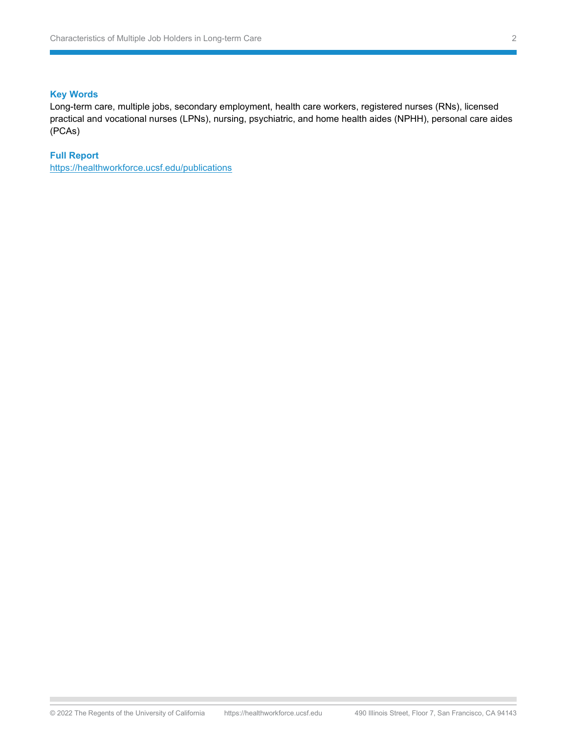## Key Words

Long-term care, multiple jobs, secondary employment, health care workers, registered nurses (RNs), licensed practical and vocational nurses (LPNs), nursing, psychiatric, and home health aides (NPHH), personal care aides (PCAs)

## Full Report

https://healthworkforce.ucsf.edu/publications